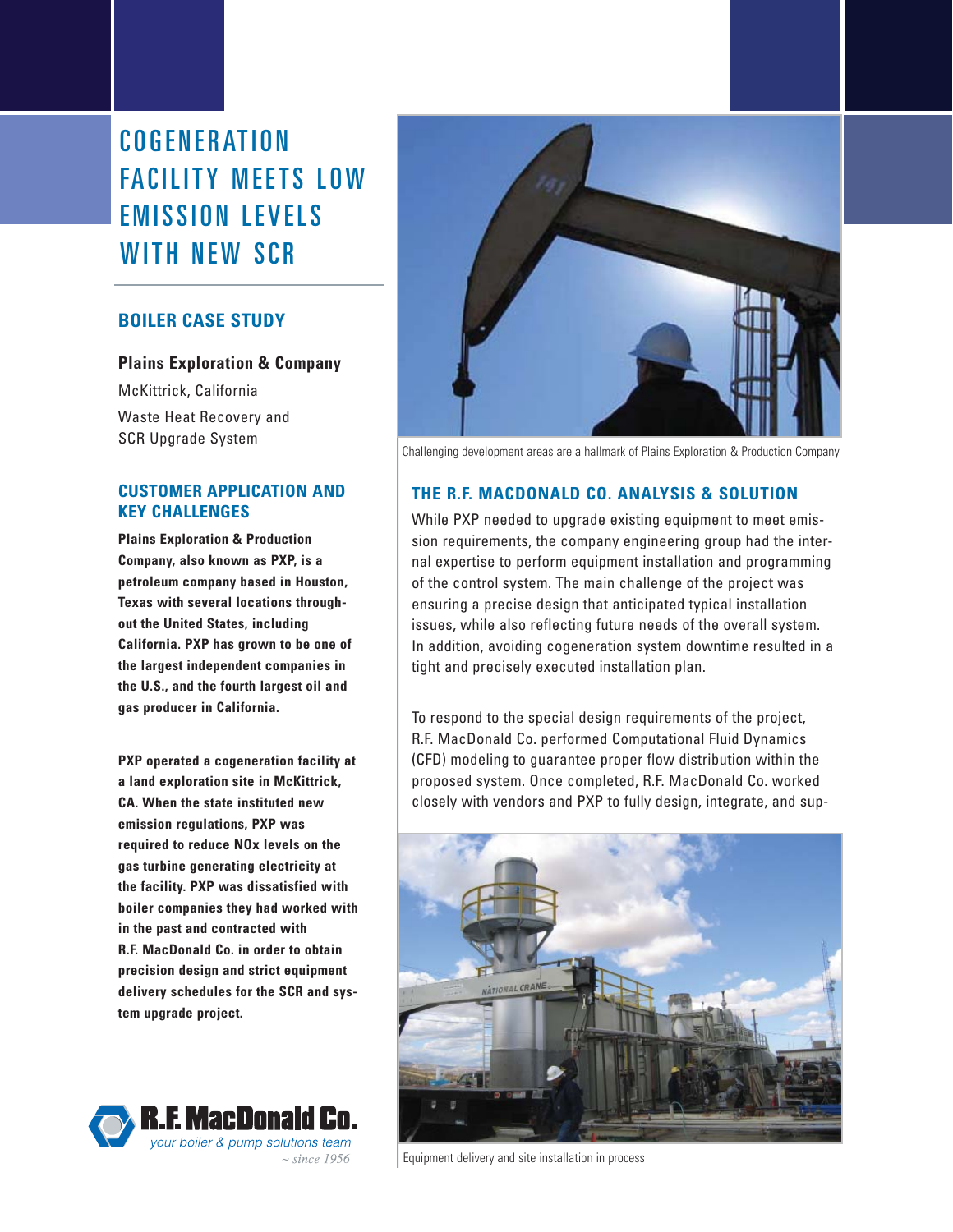# COGENERATION FACILITY MEETS LOW EMISSION LEVELS WITH NEW SCR

## BOILER CASE STUDY

**Plains Exploration & Company**

McKittrick, California

Waste Heat Recovery and SCR Upgrade System

## CUSTOMER APPLICATION AND KEY CHALLENGES

**Plains Exploration & Production Company, also known as PXP, is a petroleum company based in Houston, Texas with several locations throughout the United States, including California. PXP has grown to be one of the largest independent companies in the U.S., and the fourth largest oil and gas producer in California.**

**PXP operated a cogeneration facility at a land exploration site in McKittrick, CA. When the state instituted new emission regulations, PXP was required to reduce NOx levels on the gas turbine generating electricity at the facility. PXP was dissatisfied with boiler companies they had worked with in the past and contracted with R.F. MacDonald Co. in order to obtain precision design and strict equipment delivery schedules for the SCR and system upgrade project.**

R.F. MacDonald Co.
*your boiler & pump solutions team*
*~ since 1956*

Challenging development areas are a hallmark of Plains Exploration & Production Company

## THE R.F. MACDONALD CO. ANALYSIS & SOLUTION

While PXP needed to upgrade existing equipment to meet emission requirements, the company engineering group had the internal expertise to perform equipment installation and programming of the control system. The main challenge of the project was ensuring a precise design that anticipated typical installation issues, while also reflecting future needs of the overall system. In addition, avoiding cogeneration system downtime resulted in a tight and precisely executed installation plan.

To respond to the special design requirements of the project, R.F. MacDonald Co. performed Computational Fluid Dynamics (CFD) modeling to guarantee proper flow distribution within the proposed system. Once completed, R.F. MacDonald Co. worked closely with vendors and PXP to fully design, integrate, and sup-

Equipment delivery and site installation in process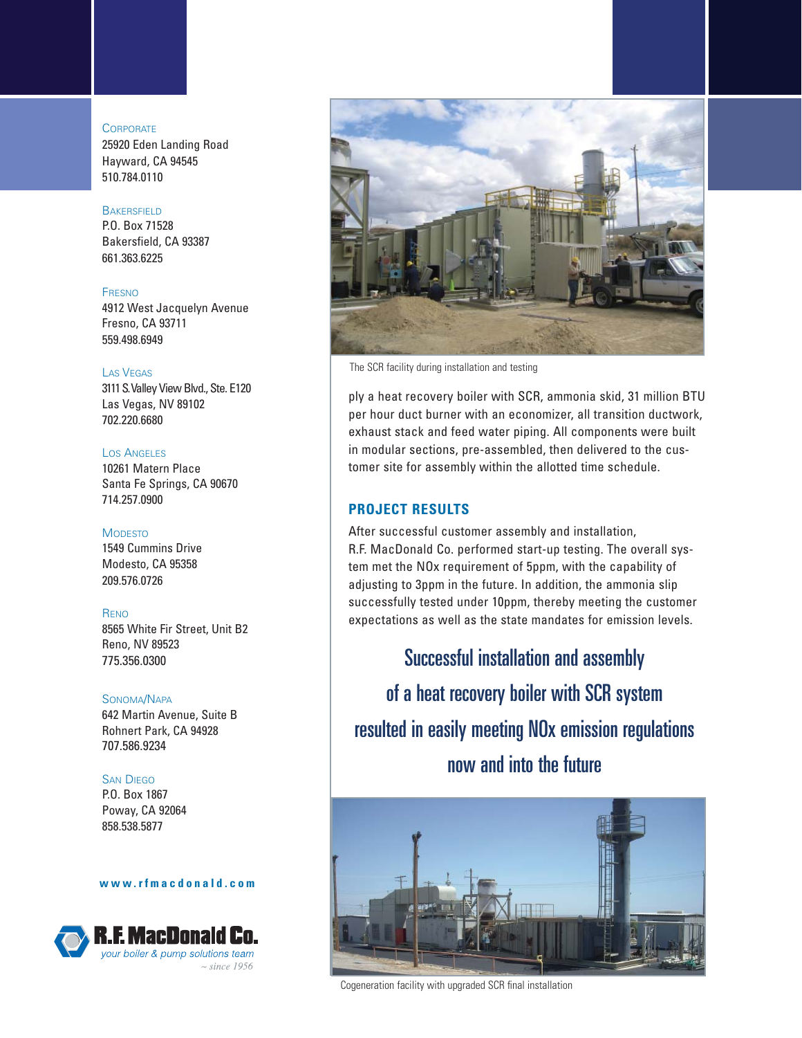ply a heat recovery boiler with SCR, ammonia skid, 31 million BTU per hour duct burner with an economizer, all transition ductwork, exhaust stack and feed water piping. All components were built in modular sections, pre-assembled, then delivered to the customer site for assembly within the allotted time schedule.

The SCR facility during installation and testing

## PROJECT RESULTS

After successful customer assembly and installation, R.F. MacDonald Co. performed start-up testing. The overall system met the NOx requirement of 5ppm, with the capability of adjusting to 3ppm in the future. In addition, the ammonia slip successfully tested under 10ppm, thereby meeting the customer expectations as well as the state mandates for emission levels.

**Successful installation and assembly of a heat recovery boiler with SCR system resulted in easily meeting NOx emission regulations now and into the future**

Cogeneration facility with upgraded SCR final installation

CORPORATE
25920 Eden Landing Road
Hayward, CA 94545
510.784.0110

BAKERSFIELD
P.O. Box 71528
Bakersfield, CA 93387
661.363.6225

FRESNO
4912 West Jacquelyn Avenue
Fresno, CA 93711
559.498.6949

LAS VEGAS
3111 S.Valley View Blvd., Ste. E120
Las Vegas, NV 89102
702.220.6680

LOS ANGELES
10261 Matern Place
Santa Fe Springs, CA 90670
714.257.0900

MODESTO
1549 Cummins Drive
Modesto, CA 95358
209.576.0726

RENO
8565 White Fir Street, Unit B2
Reno, NV 89523
775.356.0300

SONOMA/NAPA
642 Martin Avenue, Suite B
Rohnert Park, CA 94928
707.586.9234

SAN DIEGO
P.O. Box 1867
Poway, CA 92064
858.538.5877

www.rfmacdonald.com

R.F. MacDonald Co.
*your boiler & pump solutions team*
*~ since 1956*